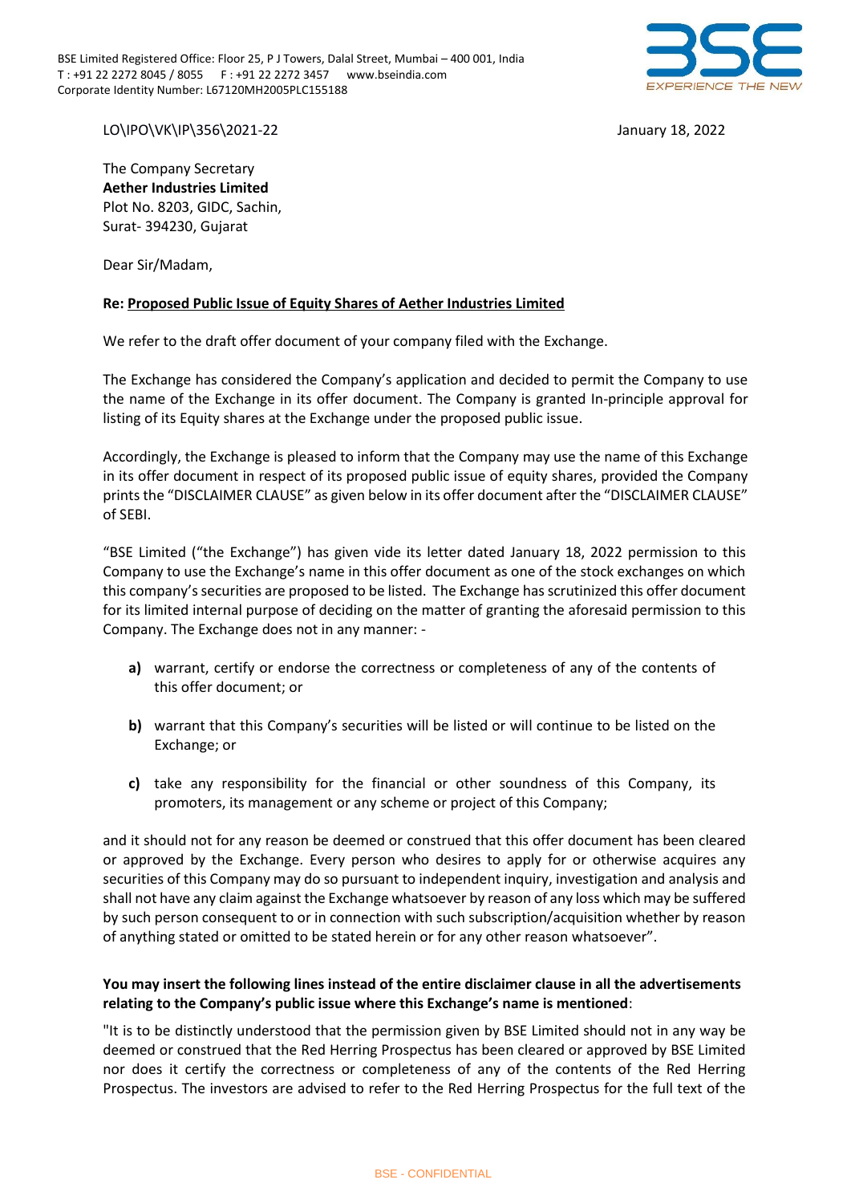BSE Limited Registered Office: Floor 25, P J Towers, Dalal Street, Mumbai – 400 001, India
T : +91 22 2272 8045 / 8055 F : +91 22 2272 3457 www.bseindia.com
Corporate Identity Number: L67120MH2005PLC155188

LO\IPO\VK\IP\356\2021-22

January 18, 2022

The Company Secretary
**Aether Industries Limited**
Plot No. 8203, GIDC, Sachin,
Surat- 394230, Gujarat

Dear Sir/Madam,

**Re: Proposed Public Issue of Equity Shares of Aether Industries Limited**

We refer to the draft offer document of your company filed with the Exchange.

The Exchange has considered the Company's application and decided to permit the Company to use the name of the Exchange in its offer document. The Company is granted In-principle approval for listing of its Equity shares at the Exchange under the proposed public issue.

Accordingly, the Exchange is pleased to inform that the Company may use the name of this Exchange in its offer document in respect of its proposed public issue of equity shares, provided the Company prints the "DISCLAIMER CLAUSE" as given below in its offer document after the "DISCLAIMER CLAUSE" of SEBI.

"BSE Limited ("the Exchange") has given vide its letter dated January 18, 2022 permission to this Company to use the Exchange's name in this offer document as one of the stock exchanges on which this company's securities are proposed to be listed. The Exchange has scrutinized this offer document for its limited internal purpose of deciding on the matter of granting the aforesaid permission to this Company. The Exchange does not in any manner: -

**a)** warrant, certify or endorse the correctness or completeness of any of the contents of this offer document; or

**b)** warrant that this Company's securities will be listed or will continue to be listed on the Exchange; or

**c)** take any responsibility for the financial or other soundness of this Company, its promoters, its management or any scheme or project of this Company;

and it should not for any reason be deemed or construed that this offer document has been cleared or approved by the Exchange. Every person who desires to apply for or otherwise acquires any securities of this Company may do so pursuant to independent inquiry, investigation and analysis and shall not have any claim against the Exchange whatsoever by reason of any loss which may be suffered by such person consequent to or in connection with such subscription/acquisition whether by reason of anything stated or omitted to be stated herein or for any other reason whatsoever".

**You may insert the following lines instead of the entire disclaimer clause in all the advertisements relating to the Company's public issue where this Exchange's name is mentioned**:

"It is to be distinctly understood that the permission given by BSE Limited should not in any way be deemed or construed that the Red Herring Prospectus has been cleared or approved by BSE Limited nor does it certify the correctness or completeness of any of the contents of the Red Herring Prospectus. The investors are advised to refer to the Red Herring Prospectus for the full text of the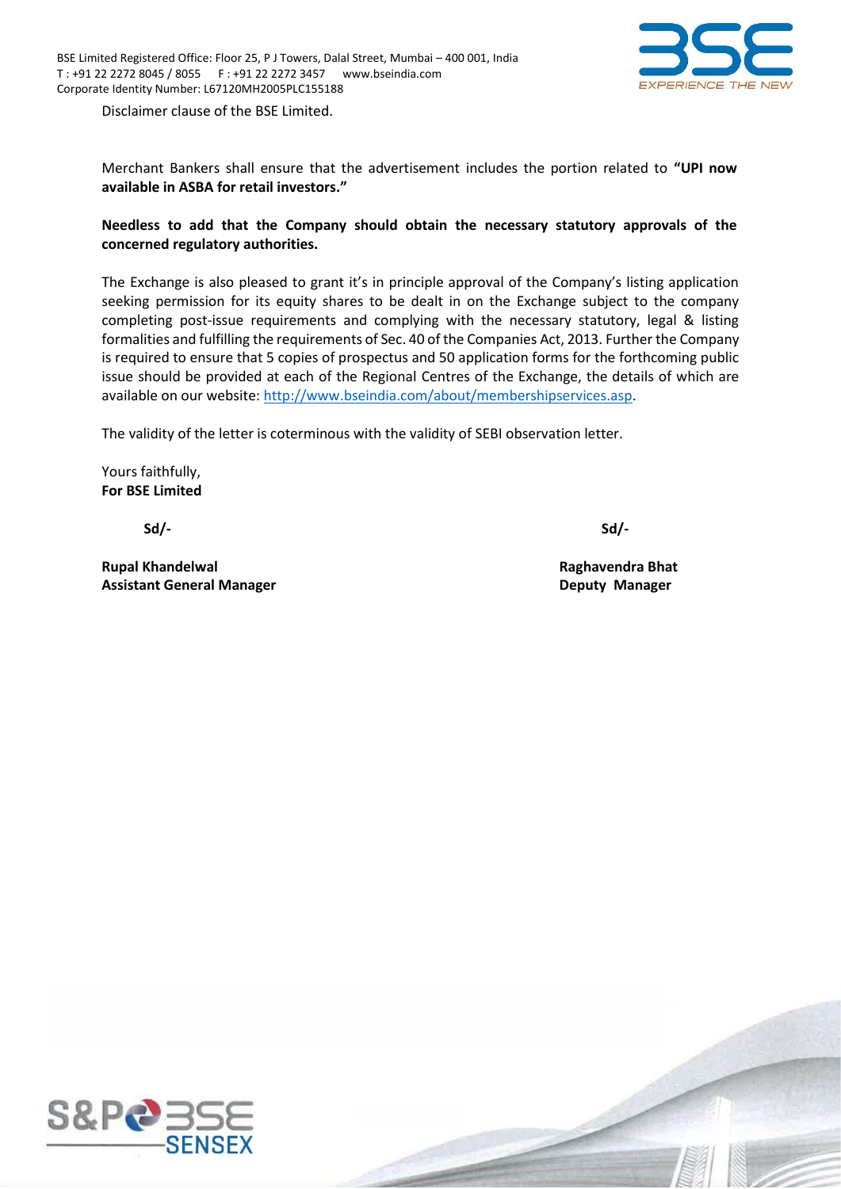Disclaimer clause of the BSE Limited.

Merchant Bankers shall ensure that the advertisement includes the portion related to **"UPI now available in ASBA for retail investors."**

**Needless to add that the Company should obtain the necessary statutory approvals of the concerned regulatory authorities.**

The Exchange is also pleased to grant it's in principle approval of the Company's listing application seeking permission for its equity shares to be dealt in on the Exchange subject to the company completing post-issue requirements and complying with the necessary statutory, legal & listing formalities and fulfilling the requirements of Sec. 40 of the Companies Act, 2013. Further the Company is required to ensure that 5 copies of prospectus and 50 application forms for the forthcoming public issue should be provided at each of the Regional Centres of the Exchange, the details of which are available on our website: http://www.bseindia.com/about/membershipservices.asp.

The validity of the letter is coterminous with the validity of SEBI observation letter.

Yours faithfully,
**For BSE Limited**

**Sd/-**

**Rupal Khandelwal**
**Assistant General Manager**

**Sd/-**

**Raghavendra Bhat**
**Deputy Manager**